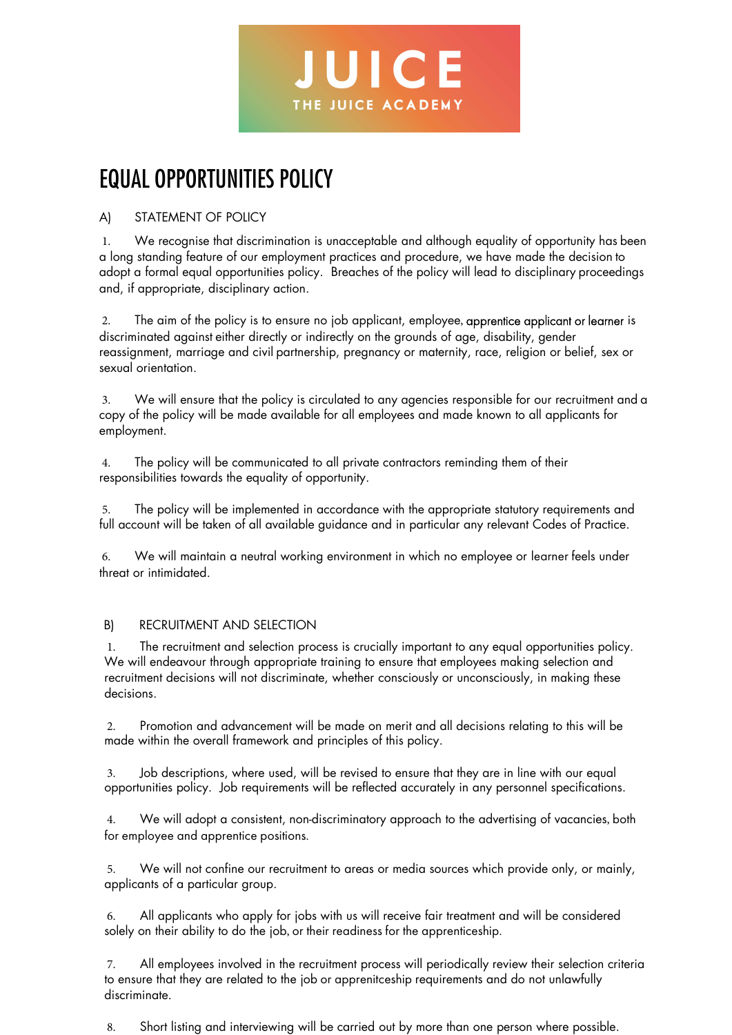JUICE
THE JUICE ACADEMY

# EQUAL OPPORTUNITIES POLICY

## A) STATEMENT OF POLICY

1. We recognise that discrimination is unacceptable and although equality of opportunity has been a long standing feature of our employment practices and procedure, we have made the decision to adopt a formal equal opportunities policy. Breaches of the policy will lead to disciplinary proceedings and, if appropriate, disciplinary action.

2. The aim of the policy is to ensure no job applicant, employee, apprentice applicant or learner is discriminated against either directly or indirectly on the grounds of age, disability, gender reassignment, marriage and civil partnership, pregnancy or maternity, race, religion or belief, sex or sexual orientation.

3. We will ensure that the policy is circulated to any agencies responsible for our recruitment and a copy of the policy will be made available for all employees and made known to all applicants for employment.

4. The policy will be communicated to all private contractors reminding them of their responsibilities towards the equality of opportunity.

5. The policy will be implemented in accordance with the appropriate statutory requirements and full account will be taken of all available guidance and in particular any relevant Codes of Practice.

6. We will maintain a neutral working environment in which no employee or learner feels under threat or intimidated.

## B) RECRUITMENT AND SELECTION

1. The recruitment and selection process is crucially important to any equal opportunities policy. We will endeavour through appropriate training to ensure that employees making selection and recruitment decisions will not discriminate, whether consciously or unconsciously, in making these decisions.

2. Promotion and advancement will be made on merit and all decisions relating to this will be made within the overall framework and principles of this policy.

3. Job descriptions, where used, will be revised to ensure that they are in line with our equal opportunities policy. Job requirements will be reflected accurately in any personnel specifications.

4. We will adopt a consistent, non-discriminatory approach to the advertising of vacancies, both for employee and apprentice positions.

5. We will not confine our recruitment to areas or media sources which provide only, or mainly, applicants of a particular group.

6. All applicants who apply for jobs with us will receive fair treatment and will be considered solely on their ability to do the job, or their readiness for the apprenticeship.

7. All employees involved in the recruitment process will periodically review their selection criteria to ensure that they are related to the job or apprenitceship requirements and do not unlawfully discriminate.

8. Short listing and interviewing will be carried out by more than one person where possible.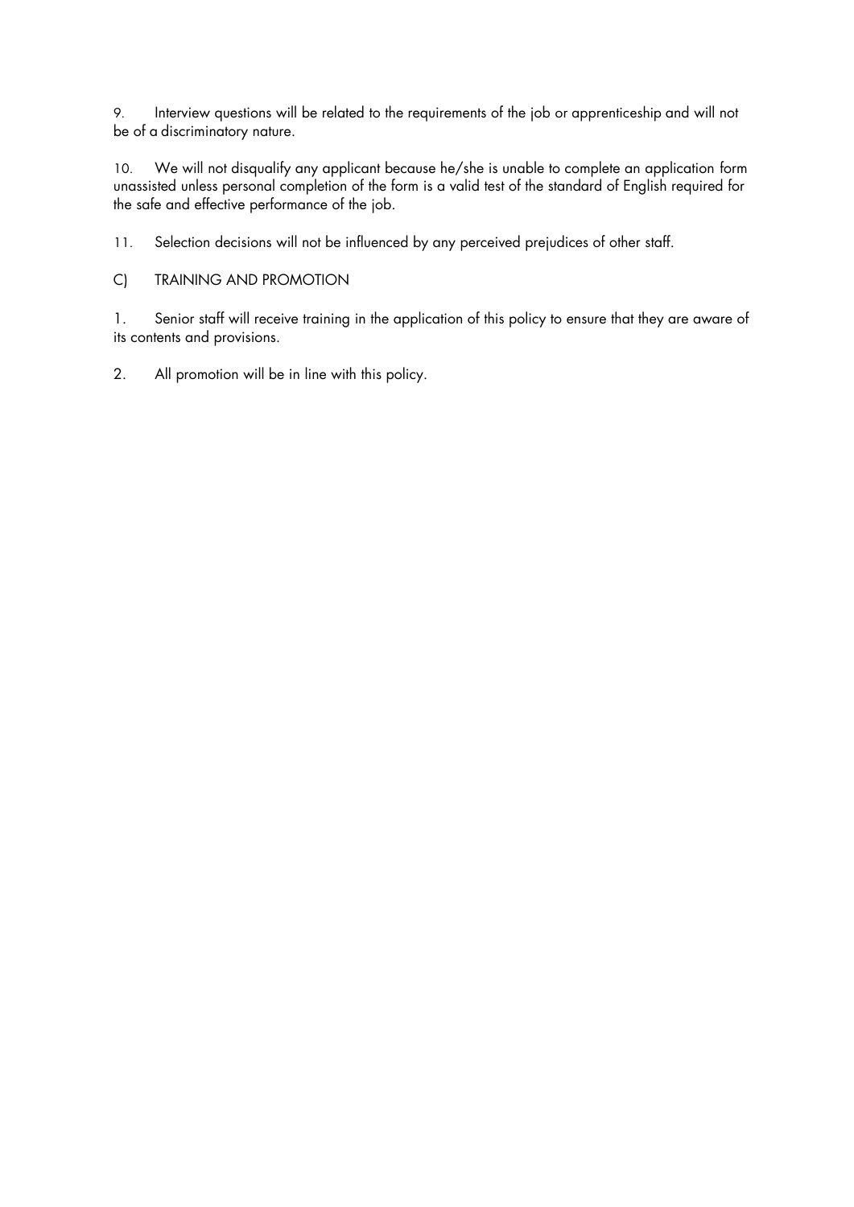9. Interview questions will be related to the requirements of the job or apprenticeship and will not be of a discriminatory nature.

10. We will not disqualify any applicant because he/she is unable to complete an application form unassisted unless personal completion of the form is a valid test of the standard of English required for the safe and effective performance of the job.

11. Selection decisions will not be influenced by any perceived prejudices of other staff.

C) TRAINING AND PROMOTION

1. Senior staff will receive training in the application of this policy to ensure that they are aware of its contents and provisions.

2. All promotion will be in line with this policy.